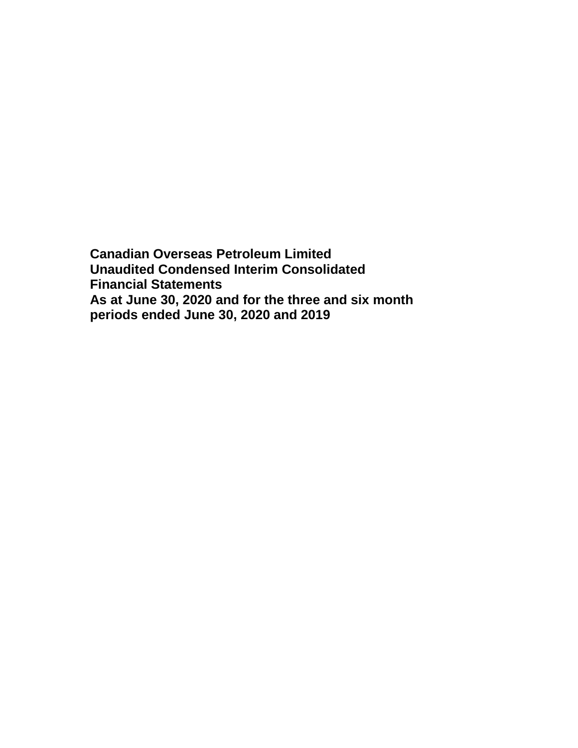**Canadian Overseas Petroleum Limited**
**Unaudited Condensed Interim Consolidated Financial Statements**
**As at June 30, 2020 and for the three and six month periods ended June 30, 2020 and 2019**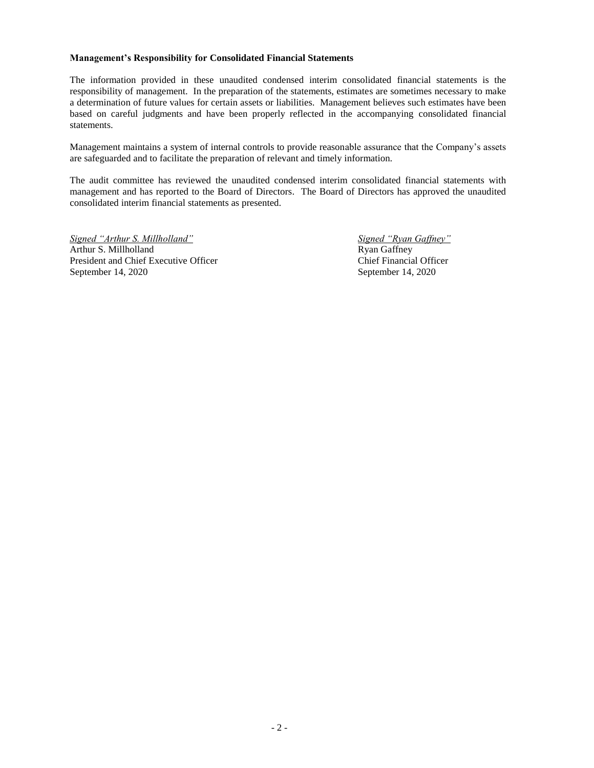**Management's Responsibility for Consolidated Financial Statements**

The information provided in these unaudited condensed interim consolidated financial statements is the responsibility of management. In the preparation of the statements, estimates are sometimes necessary to make a determination of future values for certain assets or liabilities. Management believes such estimates have been based on careful judgments and have been properly reflected in the accompanying consolidated financial statements.

Management maintains a system of internal controls to provide reasonable assurance that the Company's assets are safeguarded and to facilitate the preparation of relevant and timely information.

The audit committee has reviewed the unaudited condensed interim consolidated financial statements with management and has reported to the Board of Directors. The Board of Directors has approved the unaudited consolidated interim financial statements as presented.

*Signed "Arthur S. Millholland"*
Arthur S. Millholland
President and Chief Executive Officer
September 14, 2020

*Signed "Ryan Gaffney"*
Ryan Gaffney
Chief Financial Officer
September 14, 2020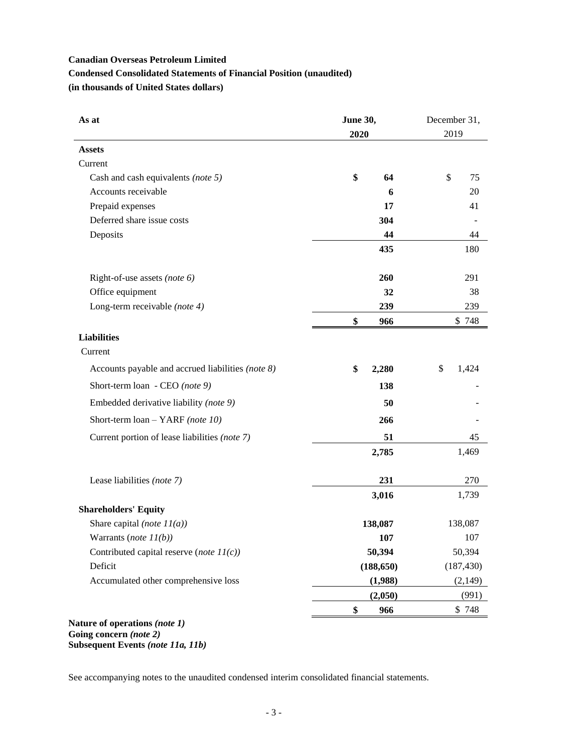**Canadian Overseas Petroleum Limited**

**Condensed Consolidated Statements of Financial Position (unaudited)**

**(in thousands of United States dollars)**

| As at | June 30, 2020 | December 31, 2019 |
|---|---|---|
| **Assets** | | |
| Current | | |
| Cash and cash equivalents *(note 5)* | **$ 64** | $ 75 |
| Accounts receivable | **6** | 20 |
| Prepaid expenses | **17** | 41 |
| Deferred share issue costs | **304** | - |
| Deposits | **44** | 44 |
| | **435** | 180 |
| Right-of-use assets *(note 6)* | **260** | 291 |
| Office equipment | **32** | 38 |
| Long-term receivable *(note 4)* | **239** | 239 |
| | **$ 966** | $ 748 |
| **Liabilities** | | |
| Current | | |
| Accounts payable and accrued liabilities *(note 8)* | **$ 2,280** | $ 1,424 |
| Short-term loan - CEO *(note 9)* | **138** | - |
| Embedded derivative liability *(note 9)* | **50** | - |
| Short-term loan – YARF *(note 10)* | **266** | - |
| Current portion of lease liabilities *(note 7)* | **51** | 45 |
| | **2,785** | 1,469 |
| Lease liabilities *(note 7)* | **231** | 270 |
| | **3,016** | 1,739 |
| **Shareholders' Equity** | | |
| Share capital *(note 11(a))* | **138,087** | 138,087 |
| Warrants (*note 11(b)*) | **107** | 107 |
| Contributed capital reserve (*note 11(c)*) | **50,394** | 50,394 |
| Deficit | **(188,650)** | (187,430) |
| Accumulated other comprehensive loss | **(1,988)** | (2,149) |
| | **(2,050)** | (991) |
| | **$ 966** | $ 748 |

**Nature of operations *(note 1)***
**Going concern *(note 2)***
**Subsequent Events *(note 11a, 11b)***

See accompanying notes to the unaudited condensed interim consolidated financial statements.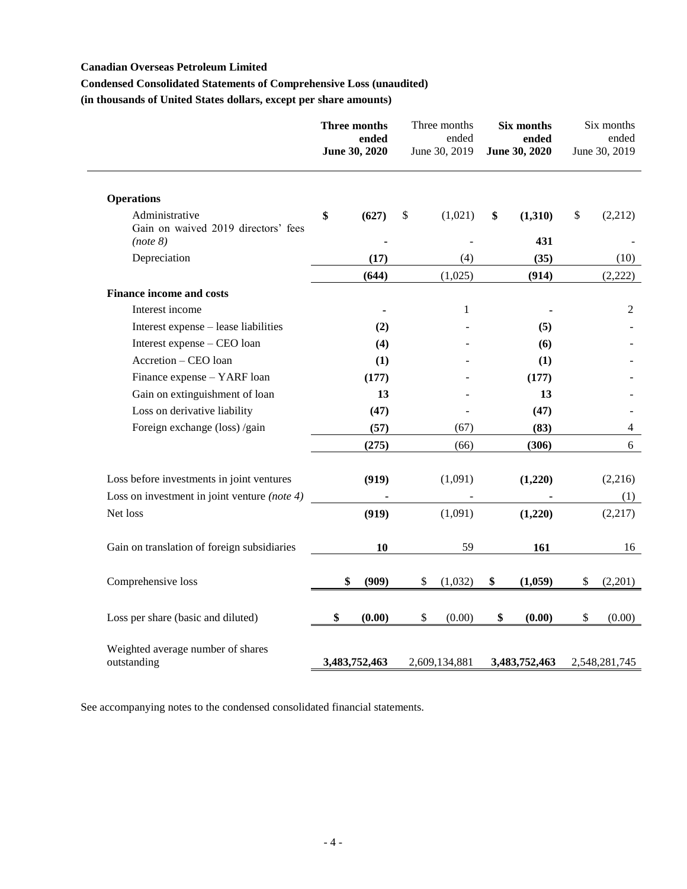**Canadian Overseas Petroleum Limited**

**Condensed Consolidated Statements of Comprehensive Loss (unaudited)**

**(in thousands of United States dollars, except per share amounts)**

| | **Three months ended June 30, 2020** | Three months ended June 30, 2019 | **Six months ended June 30, 2020** | Six months ended June 30, 2019 |
|---|---|---|---|---|
| **Operations** | | | | |
| Administrative | **$ (627)** | $ (1,021) | **$ (1,310)** | $ (2,212) |
| Gain on waived 2019 directors' fees *(note 8)* | **-** | - | **431** | - |
| Depreciation | **(17)** | (4) | **(35)** | (10) |
| | **(644)** | (1,025) | **(914)** | (2,222) |
| **Finance income and costs** | | | | |
| Interest income | **-** | 1 | **-** | 2 |
| Interest expense – lease liabilities | **(2)** | - | **(5)** | - |
| Interest expense – CEO loan | **(4)** | - | **(6)** | - |
| Accretion – CEO loan | **(1)** | - | **(1)** | - |
| Finance expense – YARF loan | **(177)** | - | **(177)** | - |
| Gain on extinguishment of loan | **13** | - | **13** | - |
| Loss on derivative liability | **(47)** | - | **(47)** | - |
| Foreign exchange (loss) /gain | **(57)** | (67) | **(83)** | 4 |
| | **(275)** | (66) | **(306)** | 6 |
| Loss before investments in joint ventures | **(919)** | (1,091) | **(1,220)** | (2,216) |
| Loss on investment in joint venture *(note 4)* | **-** | - | **-** | (1) |
| Net loss | **(919)** | (1,091) | **(1,220)** | (2,217) |
| Gain on translation of foreign subsidiaries | **10** | 59 | **161** | 16 |
| Comprehensive loss | **$ (909)** | $ (1,032) | **$ (1,059)** | $ (2,201) |
| Loss per share (basic and diluted) | **$ (0.00)** | $ (0.00) | **$ (0.00)** | $ (0.00) |
| Weighted average number of shares outstanding | **3,483,752,463** | 2,609,134,881 | **3,483,752,463** | 2,548,281,745 |

See accompanying notes to the condensed consolidated financial statements.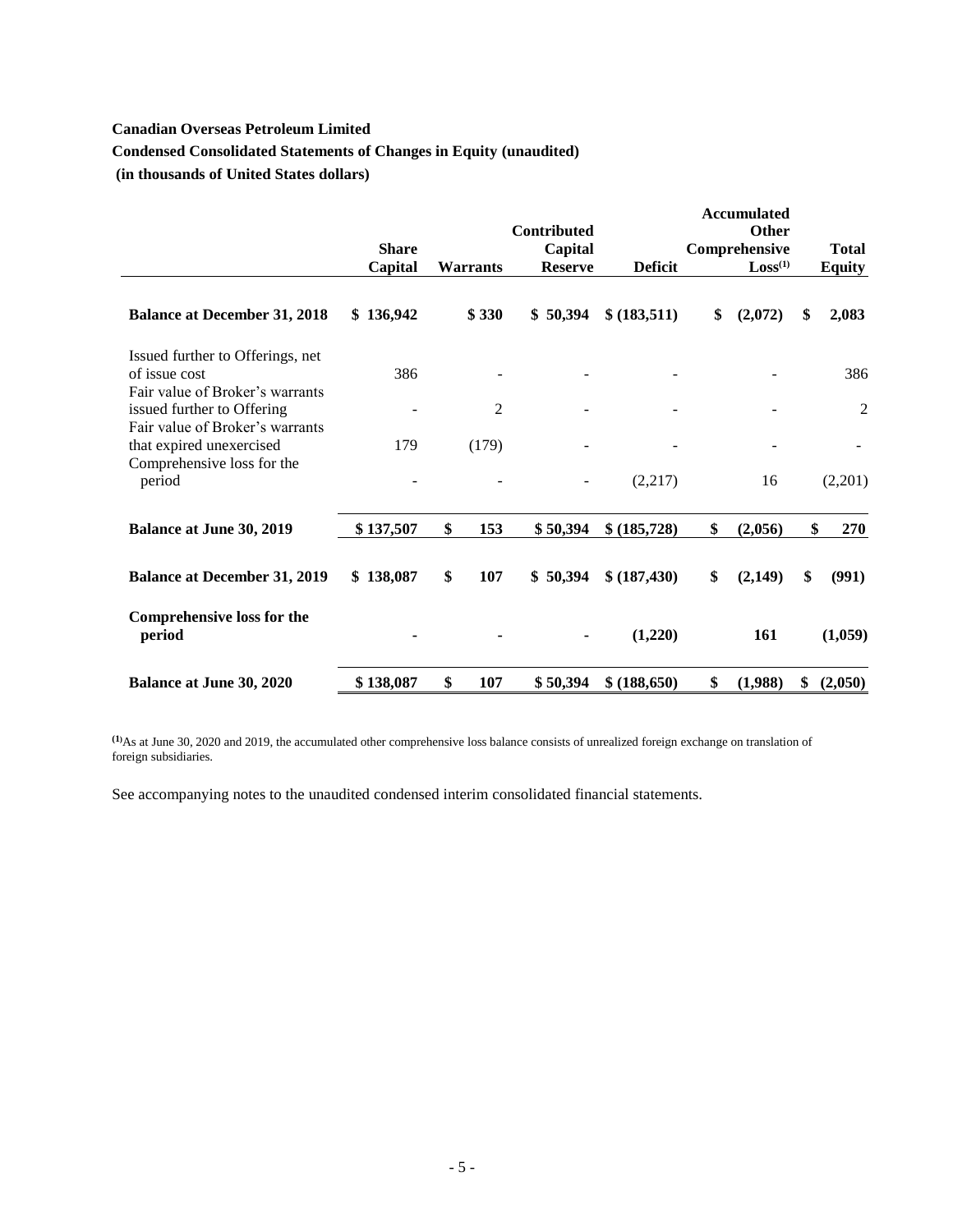**Canadian Overseas Petroleum Limited**

**Condensed Consolidated Statements of Changes in Equity (unaudited)**

**(in thousands of United States dollars)**

| | Share Capital | Warrants | Contributed Capital Reserve | Deficit | Accumulated Other Comprehensive Loss[(1)] | Total Equity |
|---|---|---|---|---|---|---|
| **Balance at December 31, 2018** | **$ 136,942** | **$ 330** | **$ 50,394** | **$ (183,511)** | **$ (2,072)** | **$ 2,083** |
| Issued further to Offerings, net of issue cost | 386 | - | - | - | - | 386 |
| Fair value of Broker's warrants issued further to Offering | - | 2 | - | - | - | 2 |
| Fair value of Broker's warrants that expired unexercised | 179 | (179) | - | - | - | - |
| Comprehensive loss for the period | - | - | - | (2,217) | 16 | (2,201) |
| **Balance at June 30, 2019** | **$ 137,507** | **$ 153** | **$ 50,394** | **$ (185,728)** | **$ (2,056)** | **$ 270** |
| **Balance at December 31, 2019** | **$ 138,087** | **$ 107** | **$ 50,394** | **$ (187,430)** | **$ (2,149)** | **$ (991)** |
| **Comprehensive loss for the period** | **-** | **-** | **-** | **(1,220)** | **161** | **(1,059)** |
| **Balance at June 30, 2020** | **$ 138,087** | **$ 107** | **$ 50,394** | **$ (188,650)** | **$ (1,988)** | **$ (2,050)** |

[(1)]As at June 30, 2020 and 2019, the accumulated other comprehensive loss balance consists of unrealized foreign exchange on translation of foreign subsidiaries.

See accompanying notes to the unaudited condensed interim consolidated financial statements.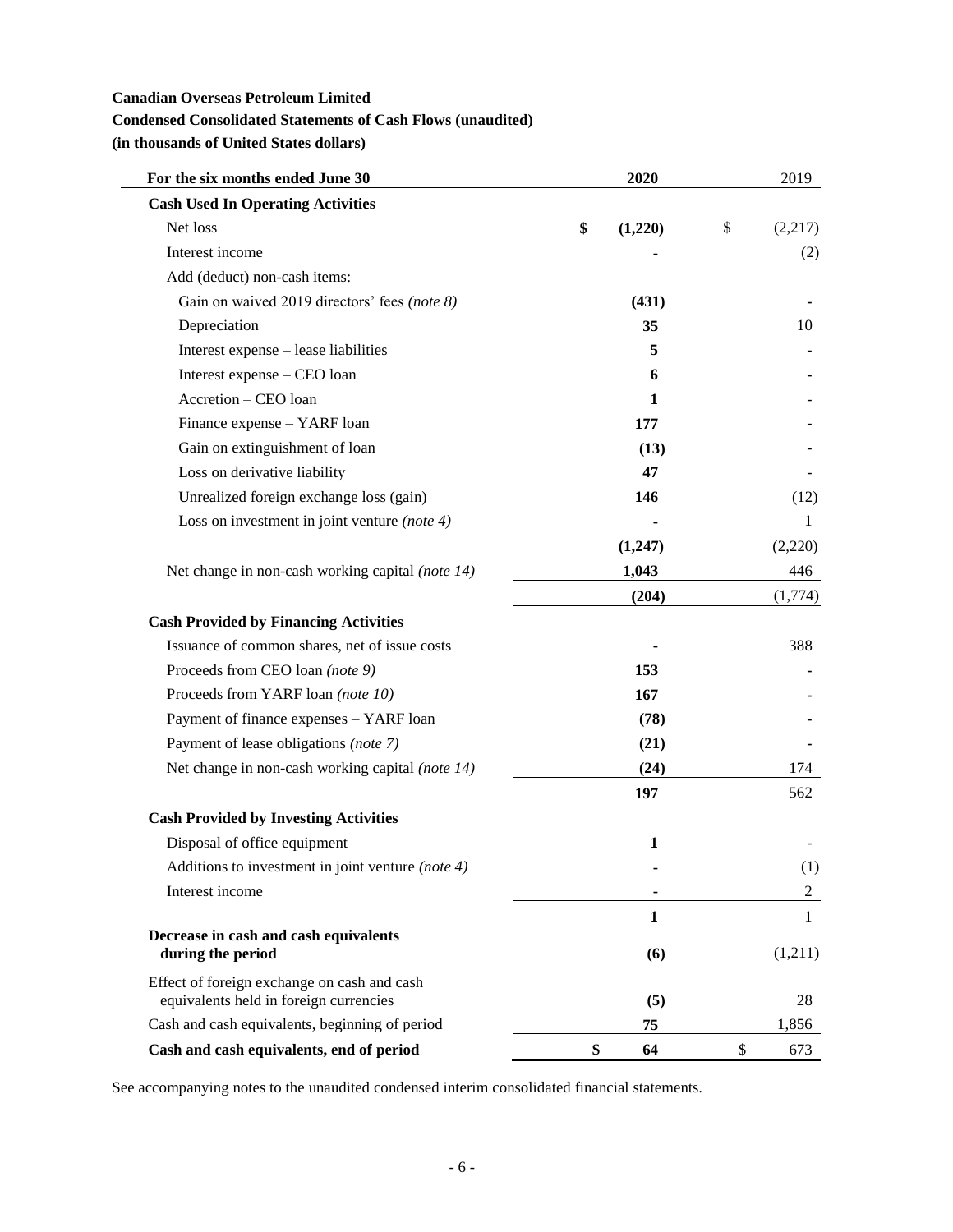**Canadian Overseas Petroleum Limited**

**Condensed Consolidated Statements of Cash Flows (unaudited)**

**(in thousands of United States dollars)**

| For the six months ended June 30 | 2020 | 2019 |
|---|---|---|
| **Cash Used In Operating Activities** | | |
| Net loss | **$ (1,220)** | $ (2,217) |
| Interest income | **-** | (2) |
| Add (deduct) non-cash items: | | |
| Gain on waived 2019 directors' fees *(note 8)* | **(431)** | - |
| Depreciation | **35** | 10 |
| Interest expense – lease liabilities | **5** | - |
| Interest expense – CEO loan | **6** | - |
| Accretion – CEO loan | **1** | - |
| Finance expense – YARF loan | **177** | - |
| Gain on extinguishment of loan | **(13)** | - |
| Loss on derivative liability | **47** | - |
| Unrealized foreign exchange loss (gain) | **146** | (12) |
| Loss on investment in joint venture *(note 4)* | **-** | 1 |
| | **(1,247)** | (2,220) |
| Net change in non-cash working capital *(note 14)* | **1,043** | 446 |
| | **(204)** | (1,774) |
| **Cash Provided by Financing Activities** | | |
| Issuance of common shares, net of issue costs | **-** | 388 |
| Proceeds from CEO loan *(note 9)* | **153** | - |
| Proceeds from YARF loan *(note 10)* | **167** | - |
| Payment of finance expenses – YARF loan | **(78)** | - |
| Payment of lease obligations *(note 7)* | **(21)** | - |
| Net change in non-cash working capital *(note 14)* | **(24)** | 174 |
| | **197** | 562 |
| **Cash Provided by Investing Activities** | | |
| Disposal of office equipment | **1** | - |
| Additions to investment in joint venture *(note 4)* | **-** | (1) |
| Interest income | **-** | 2 |
| | **1** | 1 |
| **Decrease in cash and cash equivalents during the period** | **(6)** | (1,211) |
| Effect of foreign exchange on cash and cash equivalents held in foreign currencies | **(5)** | 28 |
| Cash and cash equivalents, beginning of period | **75** | 1,856 |
| **Cash and cash equivalents, end of period** | **$ 64** | $ 673 |

See accompanying notes to the unaudited condensed interim consolidated financial statements.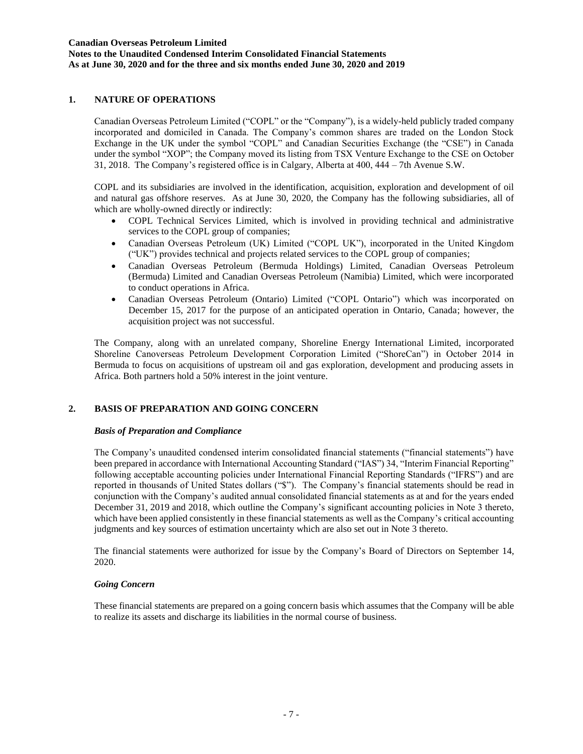## 1. NATURE OF OPERATIONS

Canadian Overseas Petroleum Limited ("COPL" or the "Company"), is a widely-held publicly traded company incorporated and domiciled in Canada. The Company's common shares are traded on the London Stock Exchange in the UK under the symbol "COPL" and Canadian Securities Exchange (the "CSE") in Canada under the symbol "XOP"; the Company moved its listing from TSX Venture Exchange to the CSE on October 31, 2018. The Company's registered office is in Calgary, Alberta at 400, 444 – 7th Avenue S.W.

COPL and its subsidiaries are involved in the identification, acquisition, exploration and development of oil and natural gas offshore reserves. As at June 30, 2020, the Company has the following subsidiaries, all of which are wholly-owned directly or indirectly:

- COPL Technical Services Limited, which is involved in providing technical and administrative services to the COPL group of companies;
- Canadian Overseas Petroleum (UK) Limited ("COPL UK"), incorporated in the United Kingdom ("UK") provides technical and projects related services to the COPL group of companies;
- Canadian Overseas Petroleum (Bermuda Holdings) Limited, Canadian Overseas Petroleum (Bermuda) Limited and Canadian Overseas Petroleum (Namibia) Limited, which were incorporated to conduct operations in Africa.
- Canadian Overseas Petroleum (Ontario) Limited ("COPL Ontario") which was incorporated on December 15, 2017 for the purpose of an anticipated operation in Ontario, Canada; however, the acquisition project was not successful.

The Company, along with an unrelated company, Shoreline Energy International Limited, incorporated Shoreline Canoverseas Petroleum Development Corporation Limited ("ShoreCan") in October 2014 in Bermuda to focus on acquisitions of upstream oil and gas exploration, development and producing assets in Africa. Both partners hold a 50% interest in the joint venture.

## 2. BASIS OF PREPARATION AND GOING CONCERN

### *Basis of Preparation and Compliance*

The Company's unaudited condensed interim consolidated financial statements ("financial statements") have been prepared in accordance with International Accounting Standard ("IAS") 34, "Interim Financial Reporting" following acceptable accounting policies under International Financial Reporting Standards ("IFRS") and are reported in thousands of United States dollars ("$"). The Company's financial statements should be read in conjunction with the Company's audited annual consolidated financial statements as at and for the years ended December 31, 2019 and 2018, which outline the Company's significant accounting policies in Note 3 thereto, which have been applied consistently in these financial statements as well as the Company's critical accounting judgments and key sources of estimation uncertainty which are also set out in Note 3 thereto.

The financial statements were authorized for issue by the Company's Board of Directors on September 14, 2020.

### *Going Concern*

These financial statements are prepared on a going concern basis which assumes that the Company will be able to realize its assets and discharge its liabilities in the normal course of business.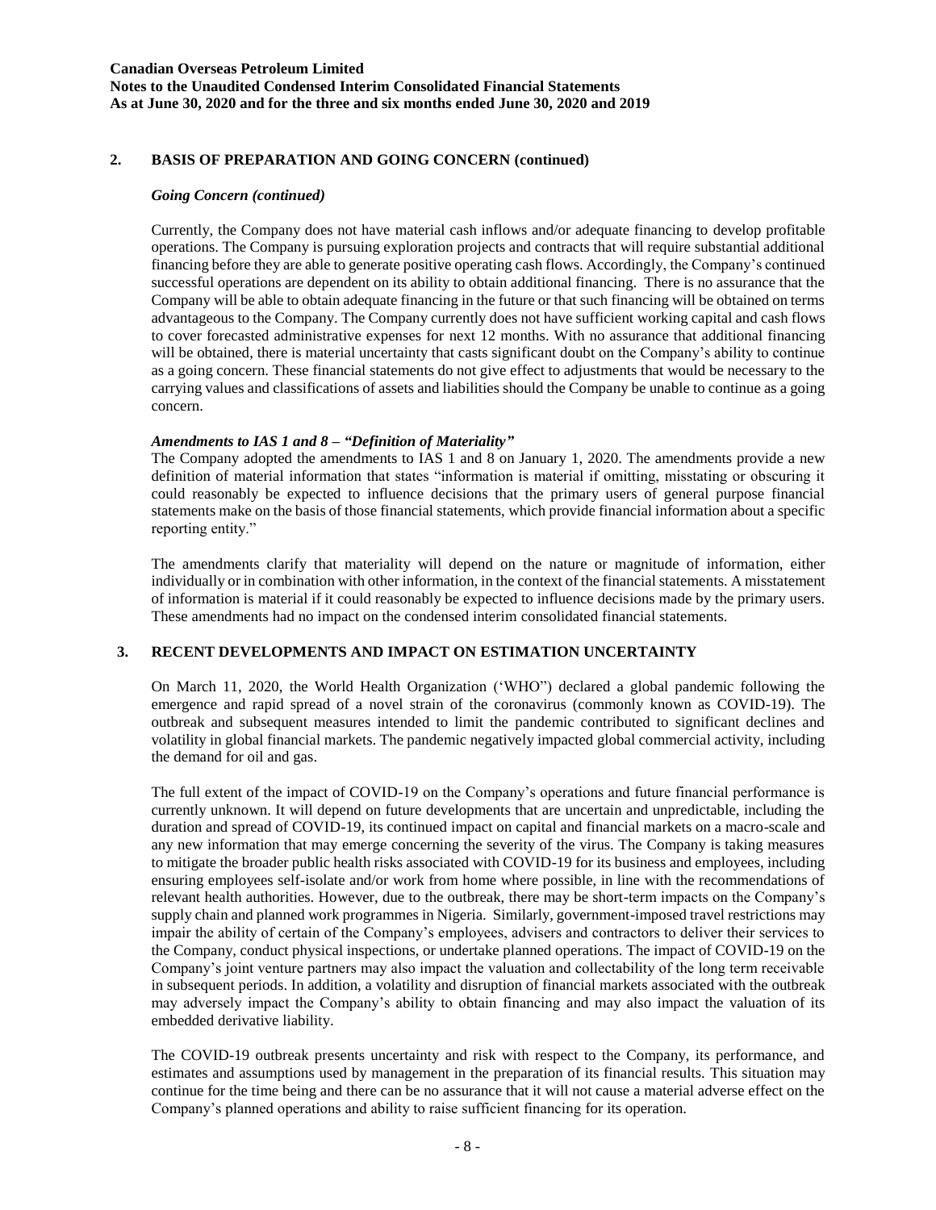## 2. BASIS OF PREPARATION AND GOING CONCERN (continued)

### *Going Concern (continued)*

Currently, the Company does not have material cash inflows and/or adequate financing to develop profitable operations. The Company is pursuing exploration projects and contracts that will require substantial additional financing before they are able to generate positive operating cash flows. Accordingly, the Company's continued successful operations are dependent on its ability to obtain additional financing. There is no assurance that the Company will be able to obtain adequate financing in the future or that such financing will be obtained on terms advantageous to the Company. The Company currently does not have sufficient working capital and cash flows to cover forecasted administrative expenses for next 12 months. With no assurance that additional financing will be obtained, there is material uncertainty that casts significant doubt on the Company's ability to continue as a going concern. These financial statements do not give effect to adjustments that would be necessary to the carrying values and classifications of assets and liabilities should the Company be unable to continue as a going concern.

### *Amendments to IAS 1 and 8 – "Definition of Materiality"*

The Company adopted the amendments to IAS 1 and 8 on January 1, 2020. The amendments provide a new definition of material information that states "information is material if omitting, misstating or obscuring it could reasonably be expected to influence decisions that the primary users of general purpose financial statements make on the basis of those financial statements, which provide financial information about a specific reporting entity."

The amendments clarify that materiality will depend on the nature or magnitude of information, either individually or in combination with other information, in the context of the financial statements. A misstatement of information is material if it could reasonably be expected to influence decisions made by the primary users. These amendments had no impact on the condensed interim consolidated financial statements.

## 3. RECENT DEVELOPMENTS AND IMPACT ON ESTIMATION UNCERTAINTY

On March 11, 2020, the World Health Organization ('WHO") declared a global pandemic following the emergence and rapid spread of a novel strain of the coronavirus (commonly known as COVID-19). The outbreak and subsequent measures intended to limit the pandemic contributed to significant declines and volatility in global financial markets. The pandemic negatively impacted global commercial activity, including the demand for oil and gas.

The full extent of the impact of COVID-19 on the Company's operations and future financial performance is currently unknown. It will depend on future developments that are uncertain and unpredictable, including the duration and spread of COVID-19, its continued impact on capital and financial markets on a macro-scale and any new information that may emerge concerning the severity of the virus. The Company is taking measures to mitigate the broader public health risks associated with COVID-19 for its business and employees, including ensuring employees self-isolate and/or work from home where possible, in line with the recommendations of relevant health authorities. However, due to the outbreak, there may be short-term impacts on the Company's supply chain and planned work programmes in Nigeria. Similarly, government-imposed travel restrictions may impair the ability of certain of the Company's employees, advisers and contractors to deliver their services to the Company, conduct physical inspections, or undertake planned operations. The impact of COVID-19 on the Company's joint venture partners may also impact the valuation and collectability of the long term receivable in subsequent periods. In addition, a volatility and disruption of financial markets associated with the outbreak may adversely impact the Company's ability to obtain financing and may also impact the valuation of its embedded derivative liability.

The COVID-19 outbreak presents uncertainty and risk with respect to the Company, its performance, and estimates and assumptions used by management in the preparation of its financial results. This situation may continue for the time being and there can be no assurance that it will not cause a material adverse effect on the Company's planned operations and ability to raise sufficient financing for its operation.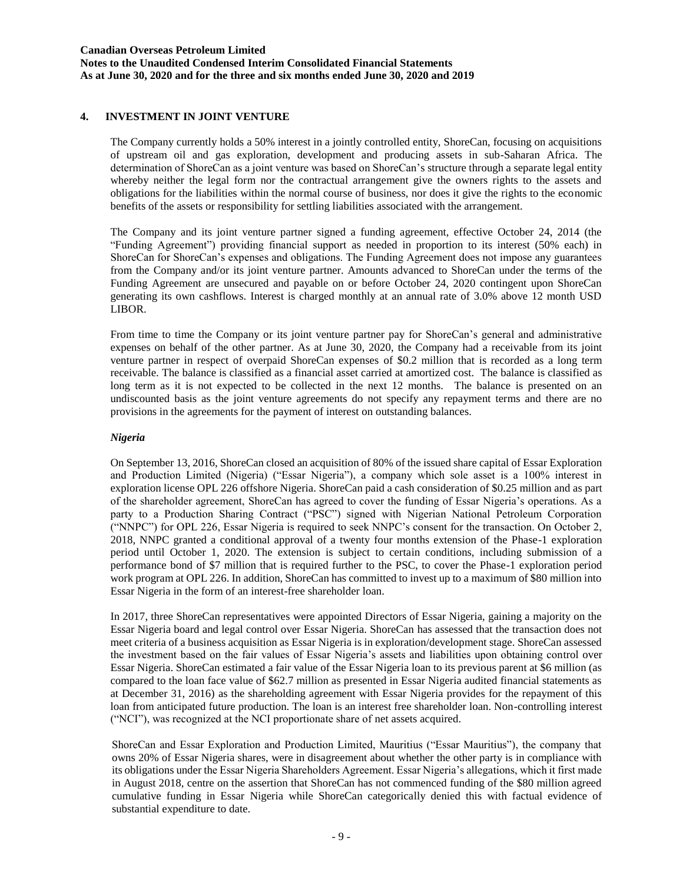## 4. INVESTMENT IN JOINT VENTURE

The Company currently holds a 50% interest in a jointly controlled entity, ShoreCan, focusing on acquisitions of upstream oil and gas exploration, development and producing assets in sub-Saharan Africa. The determination of ShoreCan as a joint venture was based on ShoreCan's structure through a separate legal entity whereby neither the legal form nor the contractual arrangement give the owners rights to the assets and obligations for the liabilities within the normal course of business, nor does it give the rights to the economic benefits of the assets or responsibility for settling liabilities associated with the arrangement.

The Company and its joint venture partner signed a funding agreement, effective October 24, 2014 (the "Funding Agreement") providing financial support as needed in proportion to its interest (50% each) in ShoreCan for ShoreCan's expenses and obligations. The Funding Agreement does not impose any guarantees from the Company and/or its joint venture partner. Amounts advanced to ShoreCan under the terms of the Funding Agreement are unsecured and payable on or before October 24, 2020 contingent upon ShoreCan generating its own cashflows. Interest is charged monthly at an annual rate of 3.0% above 12 month USD LIBOR.

From time to time the Company or its joint venture partner pay for ShoreCan's general and administrative expenses on behalf of the other partner. As at June 30, 2020, the Company had a receivable from its joint venture partner in respect of overpaid ShoreCan expenses of $0.2 million that is recorded as a long term receivable. The balance is classified as a financial asset carried at amortized cost. The balance is classified as long term as it is not expected to be collected in the next 12 months. The balance is presented on an undiscounted basis as the joint venture agreements do not specify any repayment terms and there are no provisions in the agreements for the payment of interest on outstanding balances.

### *Nigeria*

On September 13, 2016, ShoreCan closed an acquisition of 80% of the issued share capital of Essar Exploration and Production Limited (Nigeria) ("Essar Nigeria"), a company which sole asset is a 100% interest in exploration license OPL 226 offshore Nigeria. ShoreCan paid a cash consideration of $0.25 million and as part of the shareholder agreement, ShoreCan has agreed to cover the funding of Essar Nigeria's operations. As a party to a Production Sharing Contract ("PSC") signed with Nigerian National Petroleum Corporation ("NNPC") for OPL 226, Essar Nigeria is required to seek NNPC's consent for the transaction. On October 2, 2018, NNPC granted a conditional approval of a twenty four months extension of the Phase-1 exploration period until October 1, 2020. The extension is subject to certain conditions, including submission of a performance bond of $7 million that is required further to the PSC, to cover the Phase-1 exploration period work program at OPL 226. In addition, ShoreCan has committed to invest up to a maximum of $80 million into Essar Nigeria in the form of an interest-free shareholder loan.

In 2017, three ShoreCan representatives were appointed Directors of Essar Nigeria, gaining a majority on the Essar Nigeria board and legal control over Essar Nigeria. ShoreCan has assessed that the transaction does not meet criteria of a business acquisition as Essar Nigeria is in exploration/development stage. ShoreCan assessed the investment based on the fair values of Essar Nigeria's assets and liabilities upon obtaining control over Essar Nigeria. ShoreCan estimated a fair value of the Essar Nigeria loan to its previous parent at $6 million (as compared to the loan face value of $62.7 million as presented in Essar Nigeria audited financial statements as at December 31, 2016) as the shareholding agreement with Essar Nigeria provides for the repayment of this loan from anticipated future production. The loan is an interest free shareholder loan. Non-controlling interest ("NCI"), was recognized at the NCI proportionate share of net assets acquired.

ShoreCan and Essar Exploration and Production Limited, Mauritius ("Essar Mauritius"), the company that owns 20% of Essar Nigeria shares, were in disagreement about whether the other party is in compliance with its obligations under the Essar Nigeria Shareholders Agreement. Essar Nigeria's allegations, which it first made in August 2018, centre on the assertion that ShoreCan has not commenced funding of the $80 million agreed cumulative funding in Essar Nigeria while ShoreCan categorically denied this with factual evidence of substantial expenditure to date.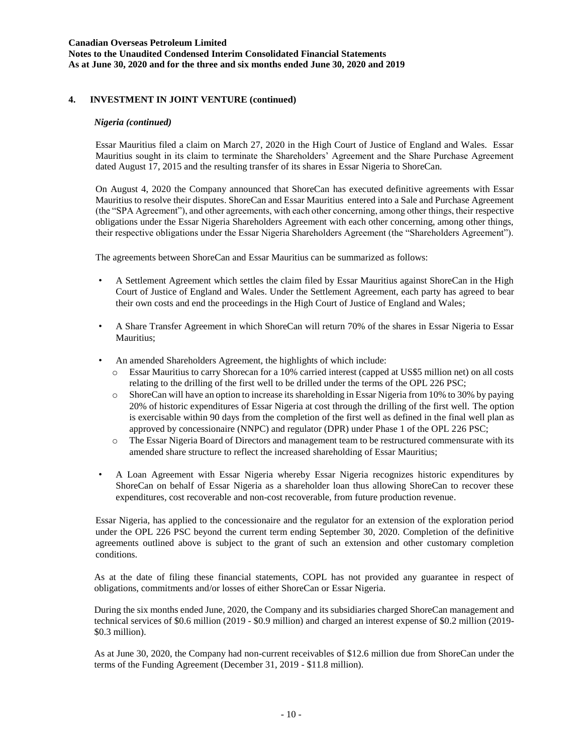## 4. INVESTMENT IN JOINT VENTURE (continued)

### *Nigeria (continued)*

Essar Mauritius filed a claim on March 27, 2020 in the High Court of Justice of England and Wales. Essar Mauritius sought in its claim to terminate the Shareholders' Agreement and the Share Purchase Agreement dated August 17, 2015 and the resulting transfer of its shares in Essar Nigeria to ShoreCan.

On August 4, 2020 the Company announced that ShoreCan has executed definitive agreements with Essar Mauritius to resolve their disputes. ShoreCan and Essar Mauritius entered into a Sale and Purchase Agreement (the "SPA Agreement"), and other agreements, with each other concerning, among other things, their respective obligations under the Essar Nigeria Shareholders Agreement with each other concerning, among other things, their respective obligations under the Essar Nigeria Shareholders Agreement (the "Shareholders Agreement").

The agreements between ShoreCan and Essar Mauritius can be summarized as follows:

- A Settlement Agreement which settles the claim filed by Essar Mauritius against ShoreCan in the High Court of Justice of England and Wales. Under the Settlement Agreement, each party has agreed to bear their own costs and end the proceedings in the High Court of Justice of England and Wales;
- A Share Transfer Agreement in which ShoreCan will return 70% of the shares in Essar Nigeria to Essar Mauritius;
- An amended Shareholders Agreement, the highlights of which include:
  - Essar Mauritius to carry Shorecan for a 10% carried interest (capped at US$5 million net) on all costs relating to the drilling of the first well to be drilled under the terms of the OPL 226 PSC;
  - ShoreCan will have an option to increase its shareholding in Essar Nigeria from 10% to 30% by paying 20% of historic expenditures of Essar Nigeria at cost through the drilling of the first well. The option is exercisable within 90 days from the completion of the first well as defined in the final well plan as approved by concessionaire (NNPC) and regulator (DPR) under Phase 1 of the OPL 226 PSC;
  - The Essar Nigeria Board of Directors and management team to be restructured commensurate with its amended share structure to reflect the increased shareholding of Essar Mauritius;
- A Loan Agreement with Essar Nigeria whereby Essar Nigeria recognizes historic expenditures by ShoreCan on behalf of Essar Nigeria as a shareholder loan thus allowing ShoreCan to recover these expenditures, cost recoverable and non-cost recoverable, from future production revenue.

Essar Nigeria, has applied to the concessionaire and the regulator for an extension of the exploration period under the OPL 226 PSC beyond the current term ending September 30, 2020. Completion of the definitive agreements outlined above is subject to the grant of such an extension and other customary completion conditions.

As at the date of filing these financial statements, COPL has not provided any guarantee in respect of obligations, commitments and/or losses of either ShoreCan or Essar Nigeria.

During the six months ended June, 2020, the Company and its subsidiaries charged ShoreCan management and technical services of $0.6 million (2019 - $0.9 million) and charged an interest expense of $0.2 million (2019- $0.3 million).

As at June 30, 2020, the Company had non-current receivables of $12.6 million due from ShoreCan under the terms of the Funding Agreement (December 31, 2019 - $11.8 million).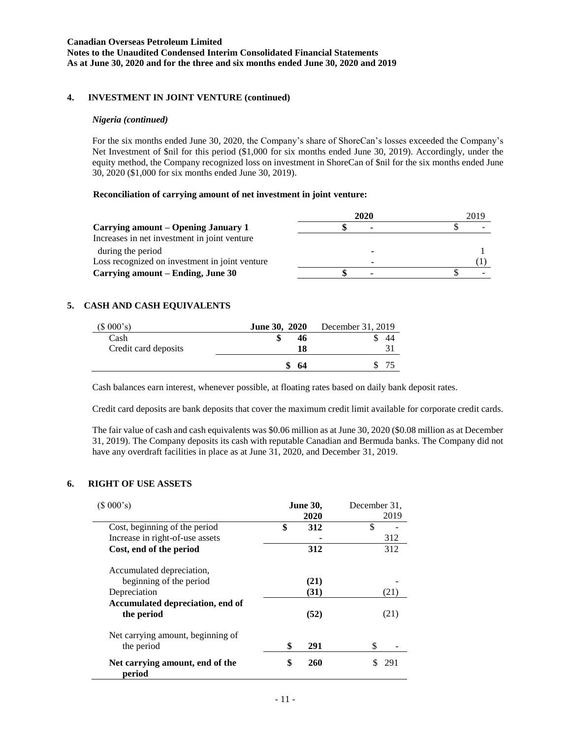**Canadian Overseas Petroleum Limited**
**Notes to the Unaudited Condensed Interim Consolidated Financial Statements**
**As at June 30, 2020 and for the three and six months ended June 30, 2020 and 2019**

## 4. INVESTMENT IN JOINT VENTURE (continued)

### *Nigeria (continued)*

For the six months ended June 30, 2020, the Company's share of ShoreCan's losses exceeded the Company's Net Investment of $nil for this period ($1,000 for six months ended June 30, 2019). Accordingly, under the equity method, the Company recognized loss on investment in ShoreCan of $nil for the six months ended June 30, 2020 ($1,000 for six months ended June 30, 2019).

**Reconciliation of carrying amount of net investment in joint venture:**

| | **2020** | 2019 |
|---|---|---|
| **Carrying amount – Opening January 1** | **$ -** | $ - |
| Increases in net investment in joint venture during the period | - | 1 |
| Loss recognized on investment in joint venture | - | (1) |
| **Carrying amount – Ending, June 30** | **$ -** | $ - |

## 5. CASH AND CASH EQUIVALENTS

| ($ 000's) | **June 30, 2020** | December 31, 2019 |
|---|---|---|
| Cash | **$ 46** | $ 44 |
| Credit card deposits | **18** | 31 |
| | **$ 64** | $ 75 |

Cash balances earn interest, whenever possible, at floating rates based on daily bank deposit rates.

Credit card deposits are bank deposits that cover the maximum credit limit available for corporate credit cards.

The fair value of cash and cash equivalents was $0.06 million as at June 30, 2020 ($0.08 million as at December 31, 2019). The Company deposits its cash with reputable Canadian and Bermuda banks. The Company did not have any overdraft facilities in place as at June 31, 2020, and December 31, 2019.

## 6. RIGHT OF USE ASSETS

| ($ 000's) | **June 30, 2020** | December 31, 2019 |
|---|---|---|
| Cost, beginning of the period | **$ 312** | $ - |
| Increase in right-of-use assets | **-** | 312 |
| **Cost, end of the period** | **312** | 312 |
| Accumulated depreciation, beginning of the period | **(21)** | - |
| Depreciation | **(31)** | (21) |
| **Accumulated depreciation, end of the period** | **(52)** | (21) |
| Net carrying amount, beginning of the period | **$ 291** | $ - |
| **Net carrying amount, end of the period** | **$ 260** | $ 291 |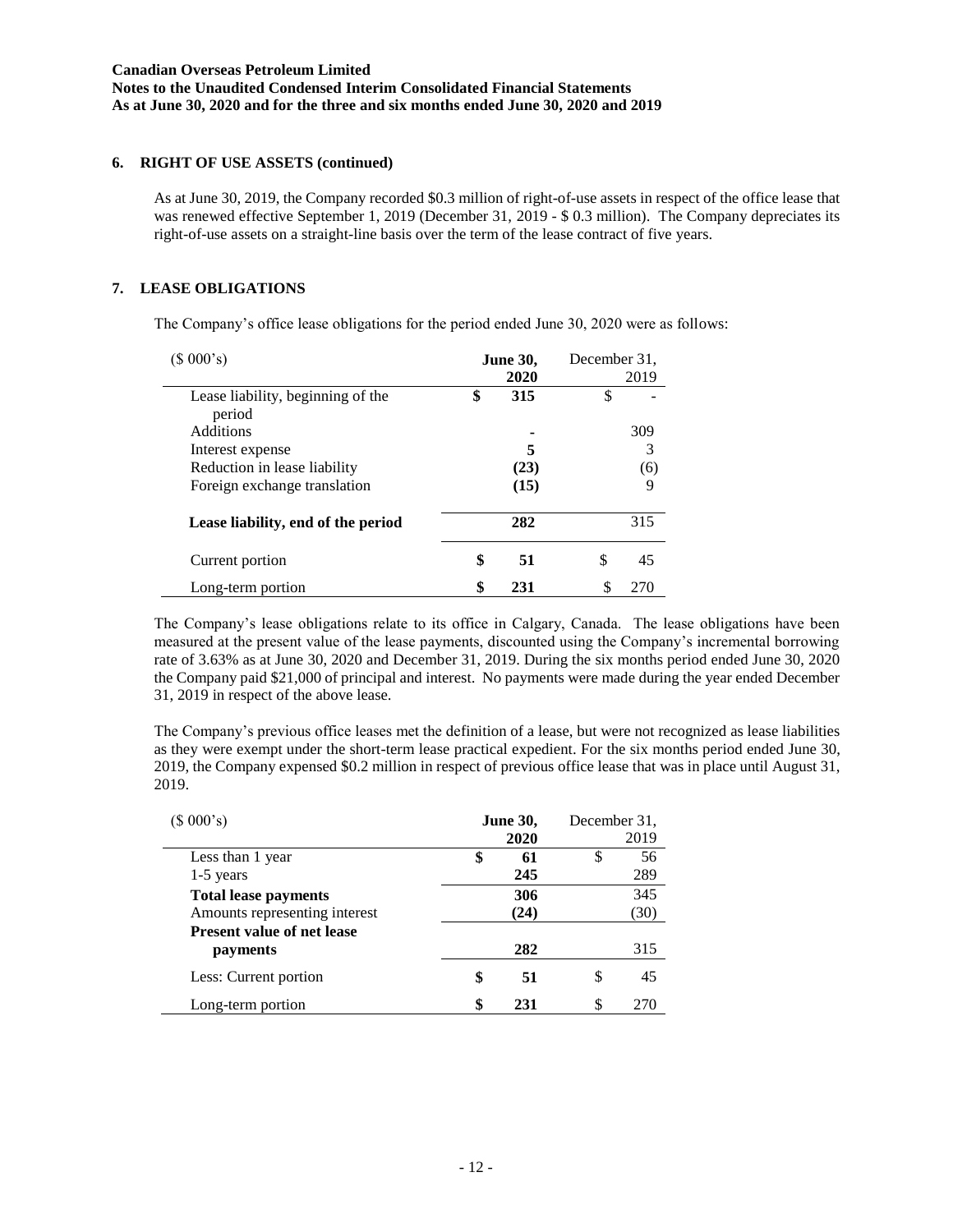## 6. RIGHT OF USE ASSETS (continued)

As at June 30, 2019, the Company recorded $0.3 million of right-of-use assets in respect of the office lease that was renewed effective September 1, 2019 (December 31, 2019 - $ 0.3 million). The Company depreciates its right-of-use assets on a straight-line basis over the term of the lease contract of five years.

## 7. LEASE OBLIGATIONS

The Company's office lease obligations for the period ended June 30, 2020 were as follows:

| ($ 000's) | **June 30, 2020** | December 31, 2019 |
|---|---|---|
| Lease liability, beginning of the period | **$ 315** | $ - |
| Additions | **-** | 309 |
| Interest expense | **5** | 3 |
| Reduction in lease liability | **(23)** | (6) |
| Foreign exchange translation | **(15)** | 9 |
| **Lease liability, end of the period** | **282** | 315 |
| Current portion | **$ 51** | $ 45 |
| Long-term portion | **$ 231** | $ 270 |

The Company's lease obligations relate to its office in Calgary, Canada. The lease obligations have been measured at the present value of the lease payments, discounted using the Company's incremental borrowing rate of 3.63% as at June 30, 2020 and December 31, 2019. During the six months period ended June 30, 2020 the Company paid $21,000 of principal and interest. No payments were made during the year ended December 31, 2019 in respect of the above lease.

The Company's previous office leases met the definition of a lease, but were not recognized as lease liabilities as they were exempt under the short-term lease practical expedient. For the six months period ended June 30, 2019, the Company expensed $0.2 million in respect of previous office lease that was in place until August 31, 2019.

| ($ 000's) | **June 30, 2020** | December 31, 2019 |
|---|---|---|
| Less than 1 year | **$ 61** | $ 56 |
| 1-5 years | **245** | 289 |
| **Total lease payments** | **306** | 345 |
| Amounts representing interest | **(24)** | (30) |
| **Present value of net lease payments** | **282** | 315 |
| Less: Current portion | **$ 51** | $ 45 |
| Long-term portion | **$ 231** | $ 270 |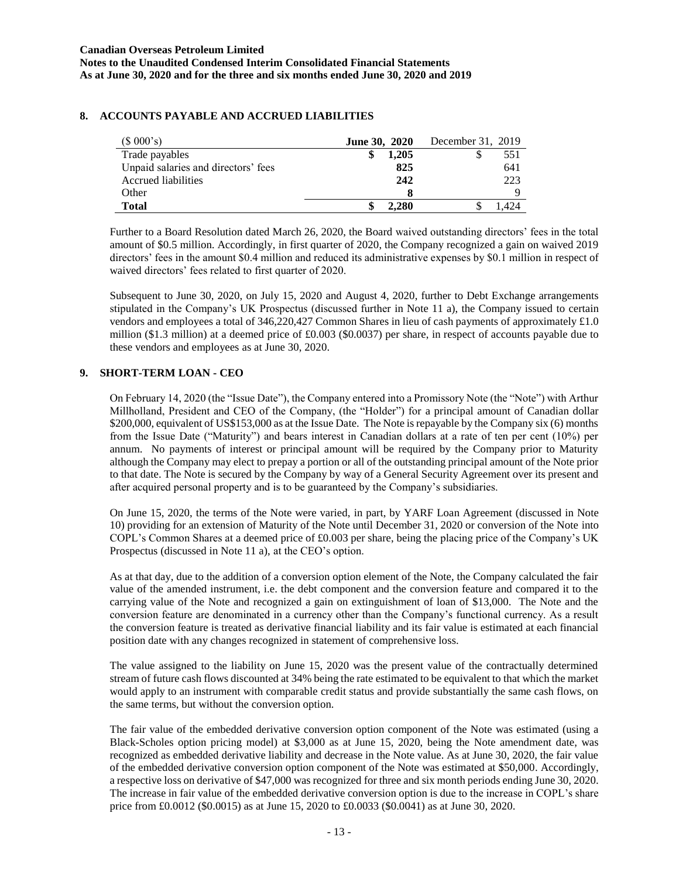## 8. ACCOUNTS PAYABLE AND ACCRUED LIABILITIES

| ($ 000's) | June 30, 2020 | December 31, 2019 |
|---|---|---|
| Trade payables | $ 1,205 | $ 551 |
| Unpaid salaries and directors' fees | 825 | 641 |
| Accrued liabilities | 242 | 223 |
| Other | 8 | 9 |
| **Total** | **$ 2,280** | $ 1,424 |

Further to a Board Resolution dated March 26, 2020, the Board waived outstanding directors' fees in the total amount of $0.5 million. Accordingly, in first quarter of 2020, the Company recognized a gain on waived 2019 directors' fees in the amount $0.4 million and reduced its administrative expenses by $0.1 million in respect of waived directors' fees related to first quarter of 2020.

Subsequent to June 30, 2020, on July 15, 2020 and August 4, 2020, further to Debt Exchange arrangements stipulated in the Company's UK Prospectus (discussed further in Note 11 a), the Company issued to certain vendors and employees a total of 346,220,427 Common Shares in lieu of cash payments of approximately £1.0 million ($1.3 million) at a deemed price of £0.003 ($0.0037) per share, in respect of accounts payable due to these vendors and employees as at June 30, 2020.

## 9. SHORT-TERM LOAN - CEO

On February 14, 2020 (the "Issue Date"), the Company entered into a Promissory Note (the "Note") with Arthur Millholland, President and CEO of the Company, (the "Holder") for a principal amount of Canadian dollar $200,000, equivalent of US$153,000 as at the Issue Date. The Note is repayable by the Company six (6) months from the Issue Date ("Maturity") and bears interest in Canadian dollars at a rate of ten per cent (10%) per annum. No payments of interest or principal amount will be required by the Company prior to Maturity although the Company may elect to prepay a portion or all of the outstanding principal amount of the Note prior to that date. The Note is secured by the Company by way of a General Security Agreement over its present and after acquired personal property and is to be guaranteed by the Company's subsidiaries.

On June 15, 2020, the terms of the Note were varied, in part, by YARF Loan Agreement (discussed in Note 10) providing for an extension of Maturity of the Note until December 31, 2020 or conversion of the Note into COPL's Common Shares at a deemed price of £0.003 per share, being the placing price of the Company's UK Prospectus (discussed in Note 11 a), at the CEO's option.

As at that day, due to the addition of a conversion option element of the Note, the Company calculated the fair value of the amended instrument, i.e. the debt component and the conversion feature and compared it to the carrying value of the Note and recognized a gain on extinguishment of loan of $13,000. The Note and the conversion feature are denominated in a currency other than the Company's functional currency. As a result the conversion feature is treated as derivative financial liability and its fair value is estimated at each financial position date with any changes recognized in statement of comprehensive loss.

The value assigned to the liability on June 15, 2020 was the present value of the contractually determined stream of future cash flows discounted at 34% being the rate estimated to be equivalent to that which the market would apply to an instrument with comparable credit status and provide substantially the same cash flows, on the same terms, but without the conversion option.

The fair value of the embedded derivative conversion option component of the Note was estimated (using a Black-Scholes option pricing model) at $3,000 as at June 15, 2020, being the Note amendment date, was recognized as embedded derivative liability and decrease in the Note value. As at June 30, 2020, the fair value of the embedded derivative conversion option component of the Note was estimated at $50,000. Accordingly, a respective loss on derivative of $47,000 was recognized for three and six month periods ending June 30, 2020. The increase in fair value of the embedded derivative conversion option is due to the increase in COPL's share price from £0.0012 ($0.0015) as at June 15, 2020 to £0.0033 ($0.0041) as at June 30, 2020.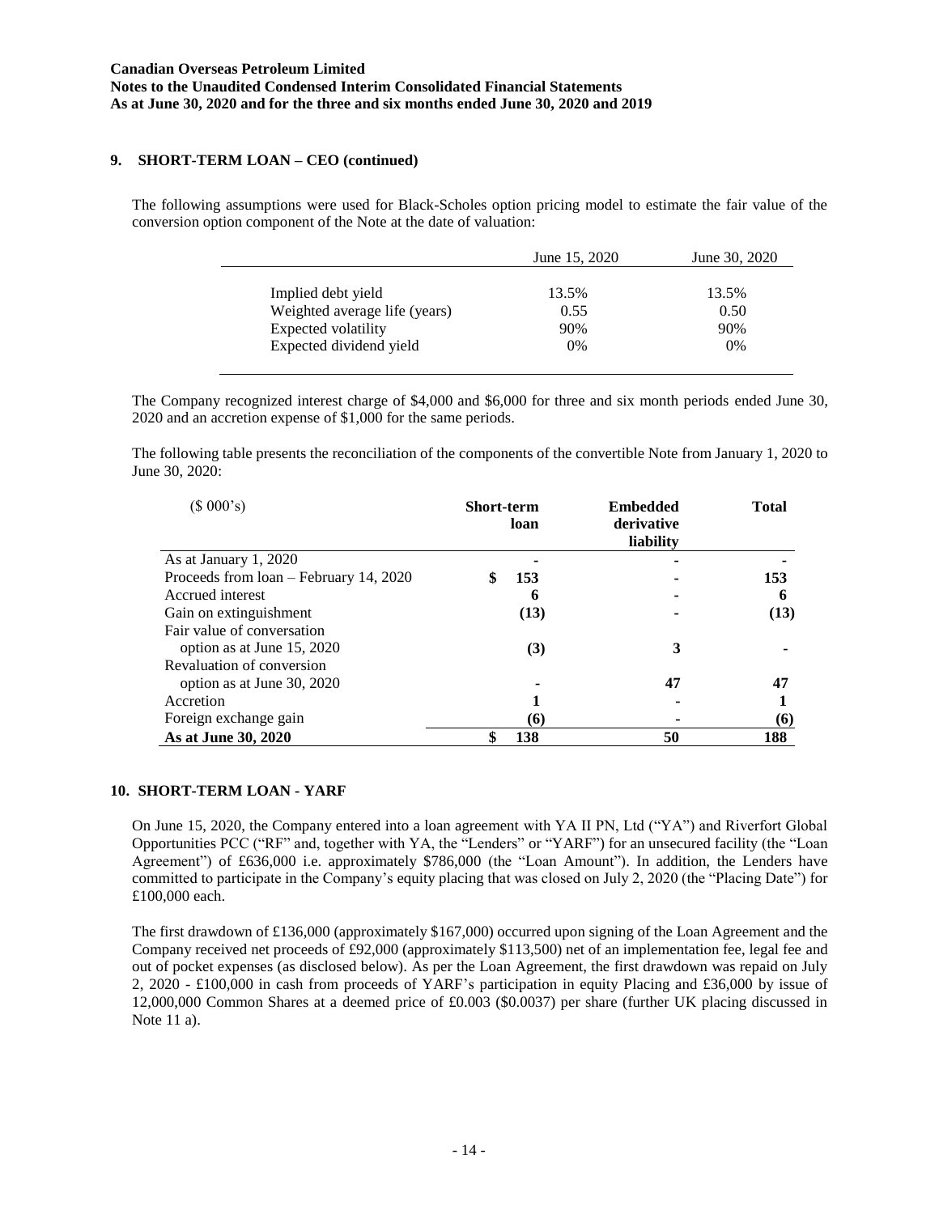## 9. SHORT-TERM LOAN – CEO (continued)

The following assumptions were used for Black-Scholes option pricing model to estimate the fair value of the conversion option component of the Note at the date of valuation:

| | June 15, 2020 | June 30, 2020 |
|---|---|---|
| Implied debt yield | 13.5% | 13.5% |
| Weighted average life (years) | 0.55 | 0.50 |
| Expected volatility | 90% | 90% |
| Expected dividend yield | 0% | 0% |

The Company recognized interest charge of $4,000 and $6,000 for three and six month periods ended June 30, 2020 and an accretion expense of $1,000 for the same periods.

The following table presents the reconciliation of the components of the convertible Note from January 1, 2020 to June 30, 2020:

| ($ 000's) | Short-term loan | Embedded derivative liability | Total |
|---|---|---|---|
| As at January 1, 2020 | - | - | - |
| Proceeds from loan – February 14, 2020 | $ 153 | - | 153 |
| Accrued interest | 6 | - | 6 |
| Gain on extinguishment | (13) | - | (13) |
| Fair value of conversation option as at June 15, 2020 | (3) | 3 | - |
| Revaluation of conversion option as at June 30, 2020 | - | 47 | 47 |
| Accretion | 1 | - | 1 |
| Foreign exchange gain | (6) | - | (6) |
| **As at June 30, 2020** | **$ 138** | **50** | **188** |

## 10. SHORT-TERM LOAN - YARF

On June 15, 2020, the Company entered into a loan agreement with YA II PN, Ltd ("YA") and Riverfort Global Opportunities PCC ("RF" and, together with YA, the "Lenders" or "YARF") for an unsecured facility (the "Loan Agreement") of £636,000 i.e. approximately $786,000 (the "Loan Amount"). In addition, the Lenders have committed to participate in the Company's equity placing that was closed on July 2, 2020 (the "Placing Date") for £100,000 each.

The first drawdown of £136,000 (approximately $167,000) occurred upon signing of the Loan Agreement and the Company received net proceeds of £92,000 (approximately $113,500) net of an implementation fee, legal fee and out of pocket expenses (as disclosed below). As per the Loan Agreement, the first drawdown was repaid on July 2, 2020 - £100,000 in cash from proceeds of YARF's participation in equity Placing and £36,000 by issue of 12,000,000 Common Shares at a deemed price of £0.003 ($0.0037) per share (further UK placing discussed in Note 11 a).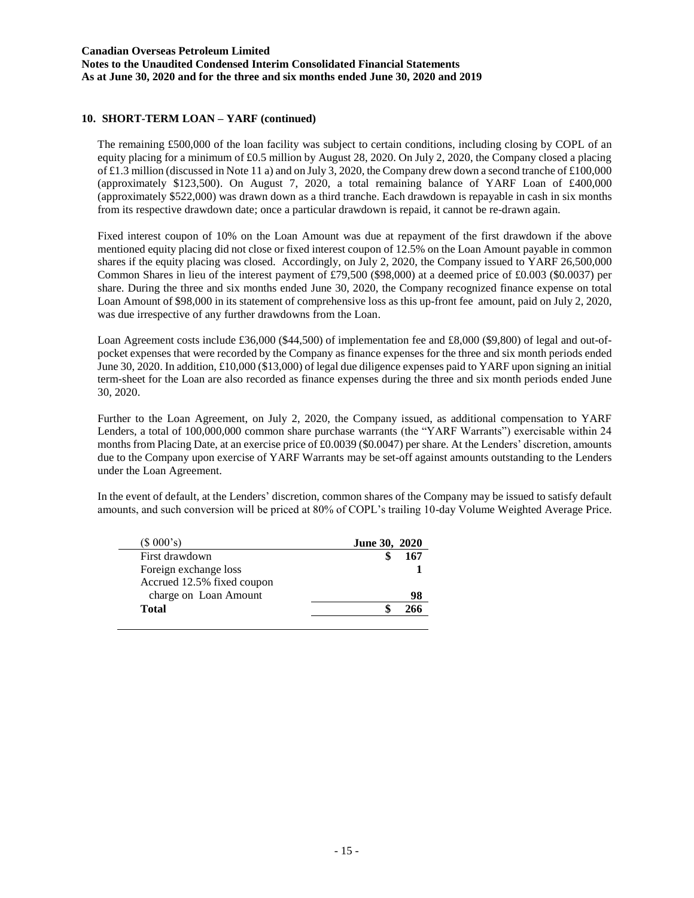## 10. SHORT-TERM LOAN – YARF (continued)

The remaining £500,000 of the loan facility was subject to certain conditions, including closing by COPL of an equity placing for a minimum of £0.5 million by August 28, 2020. On July 2, 2020, the Company closed a placing of £1.3 million (discussed in Note 11 a) and on July 3, 2020, the Company drew down a second tranche of £100,000 (approximately \$123,500). On August 7, 2020, a total remaining balance of YARF Loan of £400,000 (approximately \$522,000) was drawn down as a third tranche. Each drawdown is repayable in cash in six months from its respective drawdown date; once a particular drawdown is repaid, it cannot be re-drawn again.

Fixed interest coupon of 10% on the Loan Amount was due at repayment of the first drawdown if the above mentioned equity placing did not close or fixed interest coupon of 12.5% on the Loan Amount payable in common shares if the equity placing was closed. Accordingly, on July 2, 2020, the Company issued to YARF 26,500,000 Common Shares in lieu of the interest payment of £79,500 (\$98,000) at a deemed price of £0.003 (\$0.0037) per share. During the three and six months ended June 30, 2020, the Company recognized finance expense on total Loan Amount of \$98,000 in its statement of comprehensive loss as this up-front fee amount, paid on July 2, 2020, was due irrespective of any further drawdowns from the Loan.

Loan Agreement costs include £36,000 (\$44,500) of implementation fee and £8,000 (\$9,800) of legal and out-of-pocket expenses that were recorded by the Company as finance expenses for the three and six month periods ended June 30, 2020. In addition, £10,000 (\$13,000) of legal due diligence expenses paid to YARF upon signing an initial term-sheet for the Loan are also recorded as finance expenses during the three and six month periods ended June 30, 2020.

Further to the Loan Agreement, on July 2, 2020, the Company issued, as additional compensation to YARF Lenders, a total of 100,000,000 common share purchase warrants (the "YARF Warrants") exercisable within 24 months from Placing Date, at an exercise price of £0.0039 (\$0.0047) per share. At the Lenders' discretion, amounts due to the Company upon exercise of YARF Warrants may be set-off against amounts outstanding to the Lenders under the Loan Agreement.

In the event of default, at the Lenders' discretion, common shares of the Company may be issued to satisfy default amounts, and such conversion will be priced at 80% of COPL's trailing 10-day Volume Weighted Average Price.

| ($ 000's) | **June 30, 2020** |
|---|---|
| First drawdown | $ 167 |
| Foreign exchange loss | 1 |
| Accrued 12.5% fixed coupon charge on Loan Amount | 98 |
| **Total** | **$ 266** |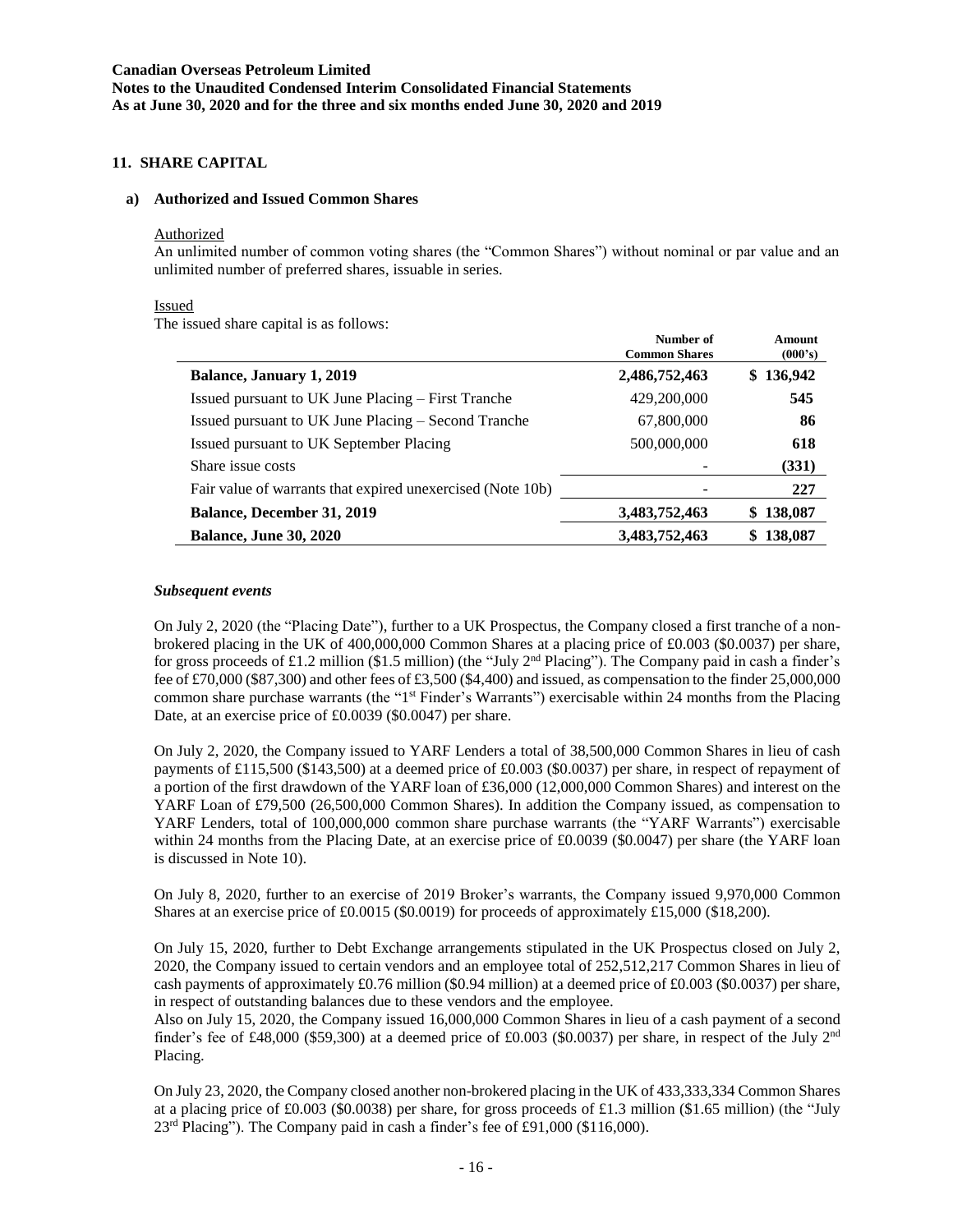## 11. SHARE CAPITAL

### a) Authorized and Issued Common Shares

Authorized

An unlimited number of common voting shares (the "Common Shares") without nominal or par value and an unlimited number of preferred shares, issuable in series.

Issued

The issued share capital is as follows:

| | Number of Common Shares | Amount (000's) |
|---|---|---|
| **Balance, January 1, 2019** | **2,486,752,463** | **$ 136,942** |
| Issued pursuant to UK June Placing – First Tranche | 429,200,000 | **545** |
| Issued pursuant to UK June Placing – Second Tranche | 67,800,000 | **86** |
| Issued pursuant to UK September Placing | 500,000,000 | **618** |
| Share issue costs | - | **(331)** |
| Fair value of warrants that expired unexercised (Note 10b) | - | **227** |
| **Balance, December 31, 2019** | **3,483,752,463** | **$ 138,087** |
| **Balance, June 30, 2020** | **3,483,752,463** | **$ 138,087** |

***Subsequent events***

On July 2, 2020 (the "Placing Date"), further to a UK Prospectus, the Company closed a first tranche of a non-brokered placing in the UK of 400,000,000 Common Shares at a placing price of £0.003 ($0.0037) per share, for gross proceeds of £1.2 million ($1.5 million) (the "July 2nd Placing"). The Company paid in cash a finder's fee of £70,000 ($87,300) and other fees of £3,500 ($4,400) and issued, as compensation to the finder 25,000,000 common share purchase warrants (the "1st Finder's Warrants") exercisable within 24 months from the Placing Date, at an exercise price of £0.0039 ($0.0047) per share.

On July 2, 2020, the Company issued to YARF Lenders a total of 38,500,000 Common Shares in lieu of cash payments of £115,500 ($143,500) at a deemed price of £0.003 ($0.0037) per share, in respect of repayment of a portion of the first drawdown of the YARF loan of £36,000 (12,000,000 Common Shares) and interest on the YARF Loan of £79,500 (26,500,000 Common Shares). In addition the Company issued, as compensation to YARF Lenders, total of 100,000,000 common share purchase warrants (the "YARF Warrants") exercisable within 24 months from the Placing Date, at an exercise price of £0.0039 ($0.0047) per share (the YARF loan is discussed in Note 10).

On July 8, 2020, further to an exercise of 2019 Broker's warrants, the Company issued 9,970,000 Common Shares at an exercise price of £0.0015 ($0.0019) for proceeds of approximately £15,000 ($18,200).

On July 15, 2020, further to Debt Exchange arrangements stipulated in the UK Prospectus closed on July 2, 2020, the Company issued to certain vendors and an employee total of 252,512,217 Common Shares in lieu of cash payments of approximately £0.76 million ($0.94 million) at a deemed price of £0.003 ($0.0037) per share, in respect of outstanding balances due to these vendors and the employee.

Also on July 15, 2020, the Company issued 16,000,000 Common Shares in lieu of a cash payment of a second finder's fee of £48,000 ($59,300) at a deemed price of £0.003 ($0.0037) per share, in respect of the July 2nd Placing.

On July 23, 2020, the Company closed another non-brokered placing in the UK of 433,333,334 Common Shares at a placing price of £0.003 ($0.0038) per share, for gross proceeds of £1.3 million ($1.65 million) (the "July 23rd Placing"). The Company paid in cash a finder's fee of £91,000 ($116,000).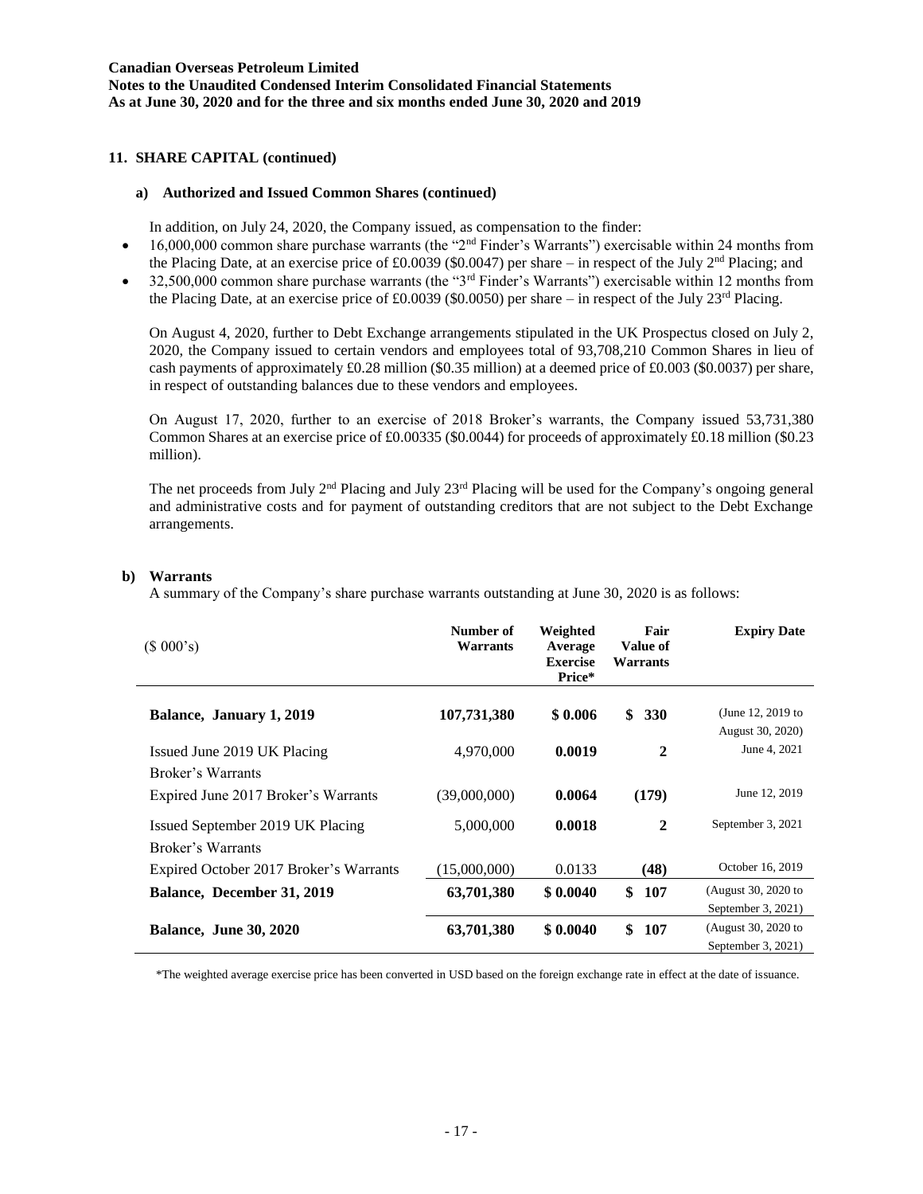## 11. SHARE CAPITAL (continued)

### a) Authorized and Issued Common Shares (continued)

In addition, on July 24, 2020, the Company issued, as compensation to the finder:

- 16,000,000 common share purchase warrants (the "2nd Finder's Warrants") exercisable within 24 months from the Placing Date, at an exercise price of £0.0039 ($0.0047) per share – in respect of the July 2nd Placing; and
- 32,500,000 common share purchase warrants (the "3rd Finder's Warrants") exercisable within 12 months from the Placing Date, at an exercise price of £0.0039 ($0.0050) per share – in respect of the July 23rd Placing.

On August 4, 2020, further to Debt Exchange arrangements stipulated in the UK Prospectus closed on July 2, 2020, the Company issued to certain vendors and employees total of 93,708,210 Common Shares in lieu of cash payments of approximately £0.28 million ($0.35 million) at a deemed price of £0.003 ($0.0037) per share, in respect of outstanding balances due to these vendors and employees.

On August 17, 2020, further to an exercise of 2018 Broker's warrants, the Company issued 53,731,380 Common Shares at an exercise price of £0.00335 ($0.0044) for proceeds of approximately £0.18 million ($0.23 million).

The net proceeds from July 2nd Placing and July 23rd Placing will be used for the Company's ongoing general and administrative costs and for payment of outstanding creditors that are not subject to the Debt Exchange arrangements.

### b) Warrants

A summary of the Company's share purchase warrants outstanding at June 30, 2020 is as follows:

| ($ 000's) | Number of Warrants | Weighted Average Exercise Price* | Fair Value of Warrants | Expiry Date |
|---|---|---|---|---|
| **Balance, January 1, 2019** | **107,731,380** | **$ 0.006** | **$ 330** | (June 12, 2019 to August 30, 2020) |
| Issued June 2019 UK Placing Broker's Warrants | 4,970,000 | **0.0019** | **2** | June 4, 2021 |
| Expired June 2017 Broker's Warrants | (39,000,000) | **0.0064** | **(179)** | June 12, 2019 |
| Issued September 2019 UK Placing Broker's Warrants | 5,000,000 | **0.0018** | **2** | September 3, 2021 |
| Expired October 2017 Broker's Warrants | (15,000,000) | 0.0133 | **(48)** | October 16, 2019 |
| **Balance, December 31, 2019** | **63,701,380** | **$ 0.0040** | **$ 107** | (August 30, 2020 to September 3, 2021) |
| **Balance, June 30, 2020** | **63,701,380** | **$ 0.0040** | **$ 107** | (August 30, 2020 to September 3, 2021) |

*The weighted average exercise price has been converted in USD based on the foreign exchange rate in effect at the date of issuance.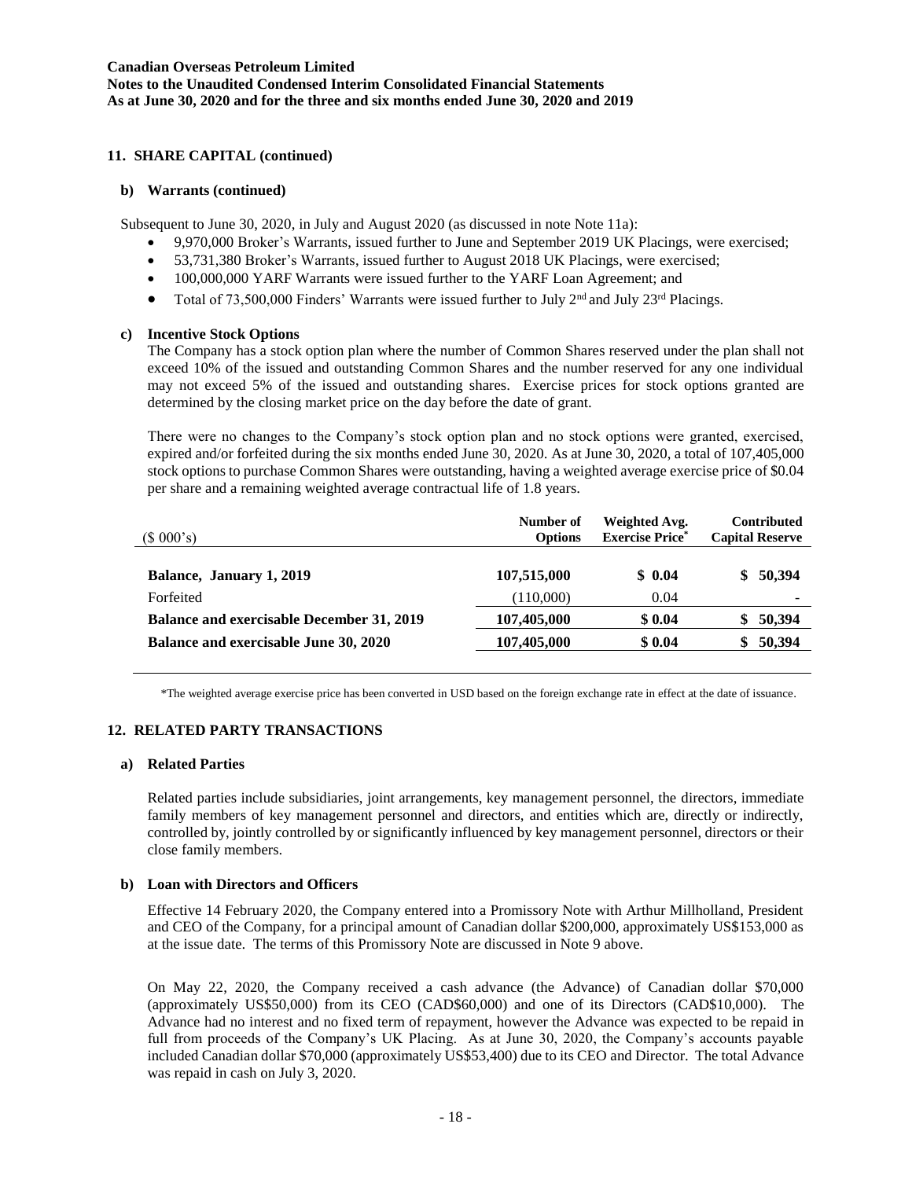## 11. SHARE CAPITAL (continued)

### b) Warrants (continued)

Subsequent to June 30, 2020, in July and August 2020 (as discussed in note Note 11a):

- 9,970,000 Broker's Warrants, issued further to June and September 2019 UK Placings, were exercised;
- 53,731,380 Broker's Warrants, issued further to August 2018 UK Placings, were exercised;
- 100,000,000 YARF Warrants were issued further to the YARF Loan Agreement; and
- Total of 73,500,000 Finders' Warrants were issued further to July 2nd and July 23rd Placings.

### c) Incentive Stock Options

The Company has a stock option plan where the number of Common Shares reserved under the plan shall not exceed 10% of the issued and outstanding Common Shares and the number reserved for any one individual may not exceed 5% of the issued and outstanding shares. Exercise prices for stock options granted are determined by the closing market price on the day before the date of grant.

There were no changes to the Company's stock option plan and no stock options were granted, exercised, expired and/or forfeited during the six months ended June 30, 2020. As at June 30, 2020, a total of 107,405,000 stock options to purchase Common Shares were outstanding, having a weighted average exercise price of $0.04 per share and a remaining weighted average contractual life of 1.8 years.

| ($ 000's) | Number of Options | Weighted Avg. Exercise Price* | Contributed Capital Reserve |
|---|---|---|---|
| **Balance, January 1, 2019** | **107,515,000** | **$ 0.04** | **$ 50,394** |
| Forfeited | (110,000) | 0.04 | - |
| **Balance and exercisable December 31, 2019** | **107,405,000** | **$ 0.04** | **$ 50,394** |
| **Balance and exercisable June 30, 2020** | **107,405,000** | **$ 0.04** | **$ 50,394** |

*The weighted average exercise price has been converted in USD based on the foreign exchange rate in effect at the date of issuance.

## 12. RELATED PARTY TRANSACTIONS

### a) Related Parties

Related parties include subsidiaries, joint arrangements, key management personnel, the directors, immediate family members of key management personnel and directors, and entities which are, directly or indirectly, controlled by, jointly controlled by or significantly influenced by key management personnel, directors or their close family members.

### b) Loan with Directors and Officers

Effective 14 February 2020, the Company entered into a Promissory Note with Arthur Millholland, President and CEO of the Company, for a principal amount of Canadian dollar $200,000, approximately US$153,000 as at the issue date. The terms of this Promissory Note are discussed in Note 9 above.

On May 22, 2020, the Company received a cash advance (the Advance) of Canadian dollar $70,000 (approximately US$50,000) from its CEO (CAD$60,000) and one of its Directors (CAD$10,000). The Advance had no interest and no fixed term of repayment, however the Advance was expected to be repaid in full from proceeds of the Company's UK Placing. As at June 30, 2020, the Company's accounts payable included Canadian dollar $70,000 (approximately US$53,400) due to its CEO and Director. The total Advance was repaid in cash on July 3, 2020.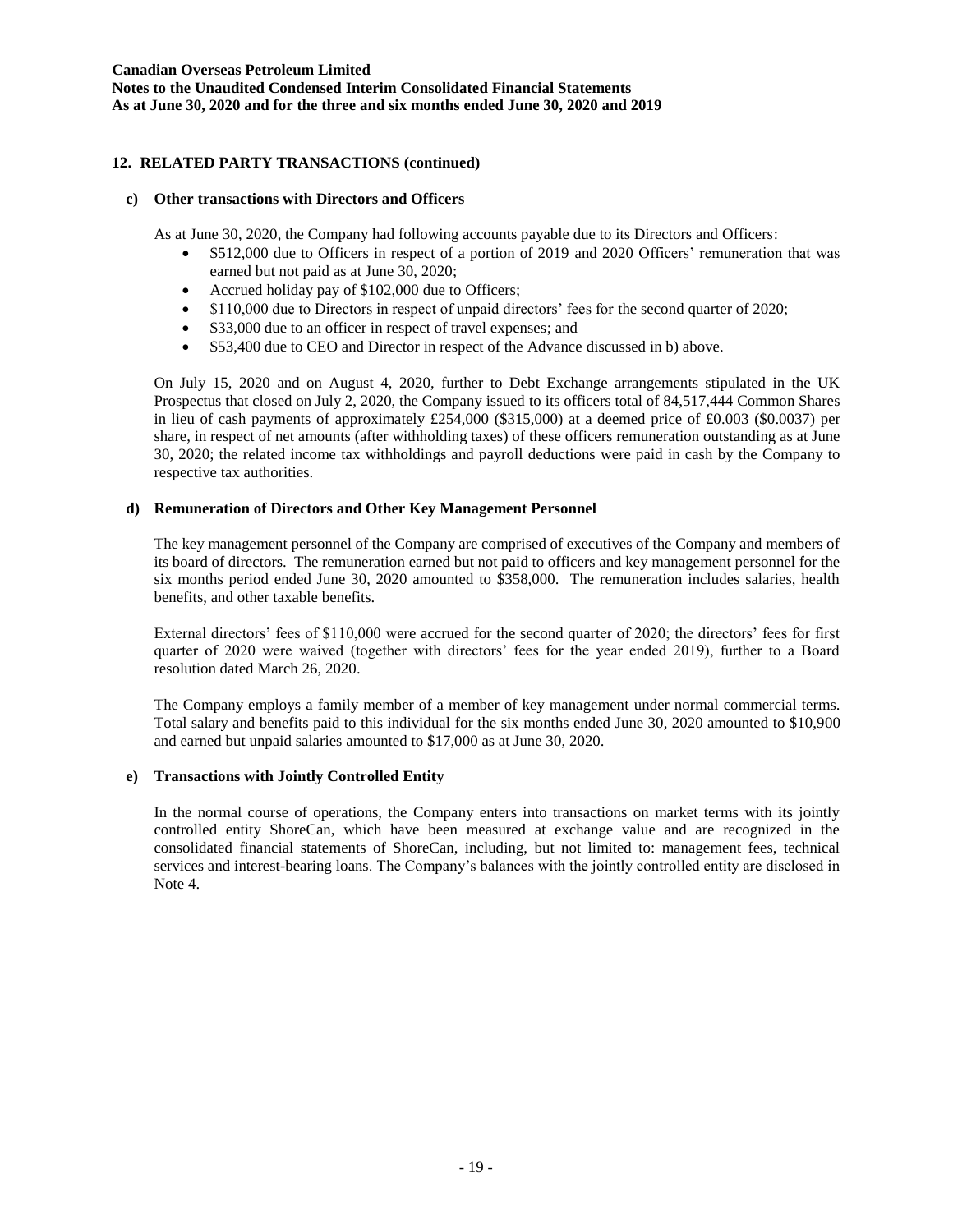## 12. RELATED PARTY TRANSACTIONS (continued)

### c) Other transactions with Directors and Officers

As at June 30, 2020, the Company had following accounts payable due to its Directors and Officers:

- \$512,000 due to Officers in respect of a portion of 2019 and 2020 Officers' remuneration that was earned but not paid as at June 30, 2020;
- Accrued holiday pay of \$102,000 due to Officers;
- \$110,000 due to Directors in respect of unpaid directors' fees for the second quarter of 2020;
- \$33,000 due to an officer in respect of travel expenses; and
- \$53,400 due to CEO and Director in respect of the Advance discussed in b) above.

On July 15, 2020 and on August 4, 2020, further to Debt Exchange arrangements stipulated in the UK Prospectus that closed on July 2, 2020, the Company issued to its officers total of 84,517,444 Common Shares in lieu of cash payments of approximately £254,000 (\$315,000) at a deemed price of £0.003 (\$0.0037) per share, in respect of net amounts (after withholding taxes) of these officers remuneration outstanding as at June 30, 2020; the related income tax withholdings and payroll deductions were paid in cash by the Company to respective tax authorities.

### d) Remuneration of Directors and Other Key Management Personnel

The key management personnel of the Company are comprised of executives of the Company and members of its board of directors. The remuneration earned but not paid to officers and key management personnel for the six months period ended June 30, 2020 amounted to \$358,000. The remuneration includes salaries, health benefits, and other taxable benefits.

External directors' fees of \$110,000 were accrued for the second quarter of 2020; the directors' fees for first quarter of 2020 were waived (together with directors' fees for the year ended 2019), further to a Board resolution dated March 26, 2020.

The Company employs a family member of a member of key management under normal commercial terms. Total salary and benefits paid to this individual for the six months ended June 30, 2020 amounted to \$10,900 and earned but unpaid salaries amounted to \$17,000 as at June 30, 2020.

### e) Transactions with Jointly Controlled Entity

In the normal course of operations, the Company enters into transactions on market terms with its jointly controlled entity ShoreCan, which have been measured at exchange value and are recognized in the consolidated financial statements of ShoreCan, including, but not limited to: management fees, technical services and interest-bearing loans. The Company's balances with the jointly controlled entity are disclosed in Note 4.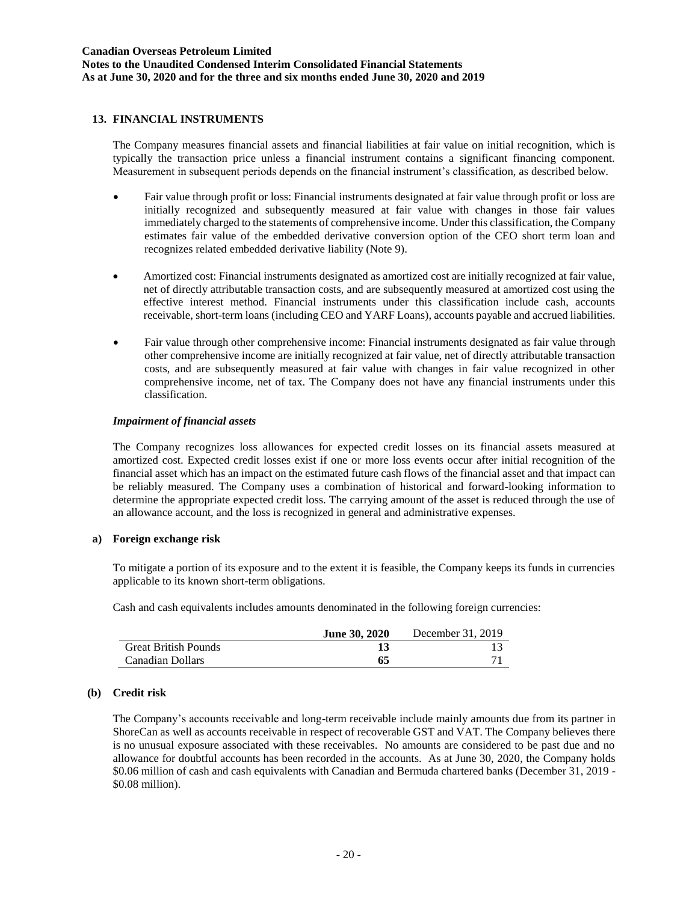## 13. FINANCIAL INSTRUMENTS

The Company measures financial assets and financial liabilities at fair value on initial recognition, which is typically the transaction price unless a financial instrument contains a significant financing component. Measurement in subsequent periods depends on the financial instrument's classification, as described below.

- Fair value through profit or loss: Financial instruments designated at fair value through profit or loss are initially recognized and subsequently measured at fair value with changes in those fair values immediately charged to the statements of comprehensive income. Under this classification, the Company estimates fair value of the embedded derivative conversion option of the CEO short term loan and recognizes related embedded derivative liability (Note 9).

- Amortized cost: Financial instruments designated as amortized cost are initially recognized at fair value, net of directly attributable transaction costs, and are subsequently measured at amortized cost using the effective interest method. Financial instruments under this classification include cash, accounts receivable, short-term loans (including CEO and YARF Loans), accounts payable and accrued liabilities.

- Fair value through other comprehensive income: Financial instruments designated as fair value through other comprehensive income are initially recognized at fair value, net of directly attributable transaction costs, and are subsequently measured at fair value with changes in fair value recognized in other comprehensive income, net of tax. The Company does not have any financial instruments under this classification.

### *Impairment of financial assets*

The Company recognizes loss allowances for expected credit losses on its financial assets measured at amortized cost. Expected credit losses exist if one or more loss events occur after initial recognition of the financial asset which has an impact on the estimated future cash flows of the financial asset and that impact can be reliably measured. The Company uses a combination of historical and forward-looking information to determine the appropriate expected credit loss. The carrying amount of the asset is reduced through the use of an allowance account, and the loss is recognized in general and administrative expenses.

### a) Foreign exchange risk

To mitigate a portion of its exposure and to the extent it is feasible, the Company keeps its funds in currencies applicable to its known short-term obligations.

Cash and cash equivalents includes amounts denominated in the following foreign currencies:

| | **June 30, 2020** | December 31, 2019 |
|---|---|---|
| Great British Pounds | **13** | 13 |
| Canadian Dollars | **65** | 71 |

### (b) Credit risk

The Company's accounts receivable and long-term receivable include mainly amounts due from its partner in ShoreCan as well as accounts receivable in respect of recoverable GST and VAT. The Company believes there is no unusual exposure associated with these receivables. No amounts are considered to be past due and no allowance for doubtful accounts has been recorded in the accounts. As at June 30, 2020, the Company holds $0.06 million of cash and cash equivalents with Canadian and Bermuda chartered banks (December 31, 2019 - $0.08 million).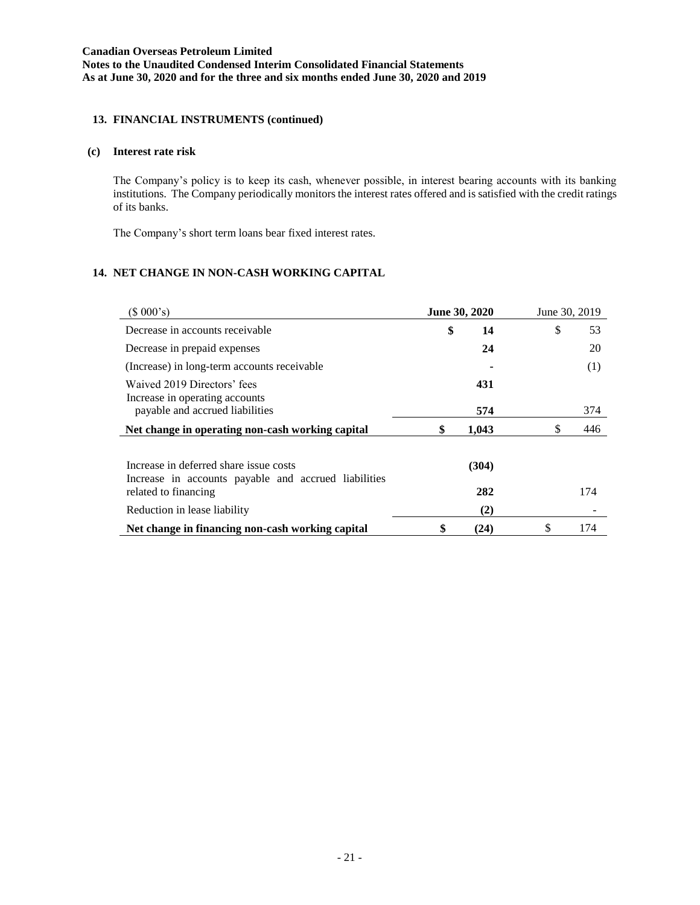## 13. FINANCIAL INSTRUMENTS (continued)

### (c) Interest rate risk

The Company's policy is to keep its cash, whenever possible, in interest bearing accounts with its banking institutions. The Company periodically monitors the interest rates offered and is satisfied with the credit ratings of its banks.

The Company's short term loans bear fixed interest rates.

## 14. NET CHANGE IN NON-CASH WORKING CAPITAL

| ($ 000's) | **June 30, 2020** | June 30, 2019 |
|---|---|---|
| Decrease in accounts receivable | **$ 14** | $ 53 |
| Decrease in prepaid expenses | **24** | 20 |
| (Increase) in long-term accounts receivable | **-** | (1) |
| Waived 2019 Directors' fees | **431** | |
| Increase in operating accounts payable and accrued liabilities | **574** | 374 |
| **Net change in operating non-cash working capital** | **$ 1,043** | $ 446 |
| | | |
| Increase in deferred share issue costs | **(304)** | |
| Increase in accounts payable and accrued liabilities related to financing | **282** | 174 |
| Reduction in lease liability | **(2)** | - |
| **Net change in financing non-cash working capital** | **$ (24)** | $ 174 |